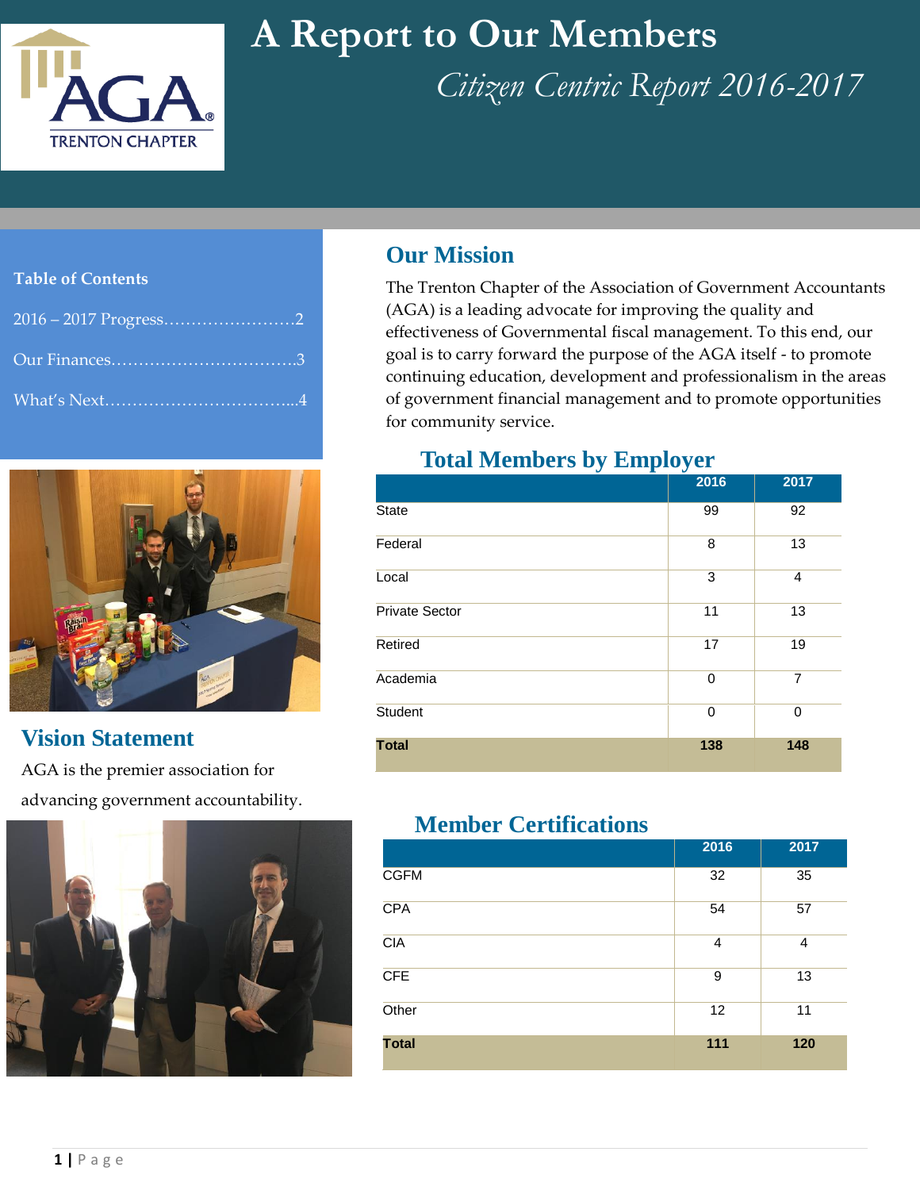# A Report to Our Members

*Citizen Centric Report 2016-2017*

**Table of Contents**

2016 – 2017 Progress……………………2

Our Finances……………………………3

What's Next……………………………...4

## Vision Statement

AGA is the premier association for advancing government accountability.

## Our Mission

The Trenton Chapter of the Association of Government Accountants (AGA) is a leading advocate for improving the quality and effectiveness of Governmental fiscal management. To this end, our goal is to carry forward the purpose of the AGA itself - to promote continuing education, development and professionalism in the areas of government financial management and to promote opportunities for community service.

## Total Members by Employer

| | 2016 | 2017 |
|---|---|---|
| State | 99 | 92 |
| Federal | 8 | 13 |
| Local | 3 | 4 |
| Private Sector | 11 | 13 |
| Retired | 17 | 19 |
| Academia | 0 | 7 |
| Student | 0 | 0 |
| **Total** | **138** | **148** |

## Member Certifications

| | 2016 | 2017 |
|---|---|---|
| CGFM | 32 | 35 |
| CPA | 54 | 57 |
| CIA | 4 | 4 |
| CFE | 9 | 13 |
| Other | 12 | 11 |
| **Total** | **111** | **120** |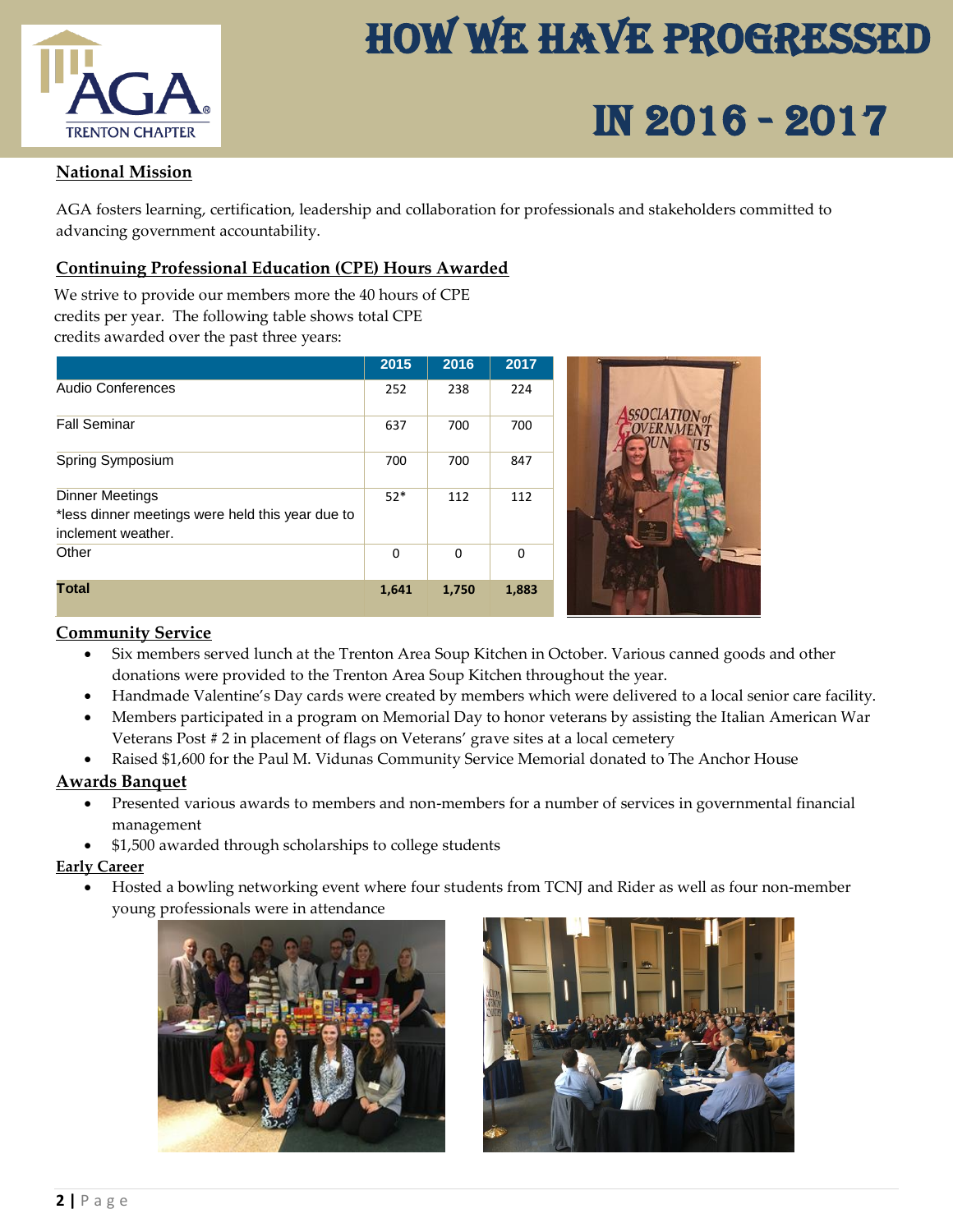# HOW WE HAVE PROGRESSED IN 2016 - 2017

## National Mission

AGA fosters learning, certification, leadership and collaboration for professionals and stakeholders committed to advancing government accountability.

## Continuing Professional Education (CPE) Hours Awarded

We strive to provide our members more the 40 hours of CPE credits per year. The following table shows total CPE credits awarded over the past three years:

| | 2015 | 2016 | 2017 |
|---|---|---|---|
| Audio Conferences | 252 | 238 | 224 |
| Fall Seminar | 637 | 700 | 700 |
| Spring Symposium | 700 | 700 | 847 |
| Dinner Meetings *less dinner meetings were held this year due to inclement weather. | 52* | 112 | 112 |
| Other | 0 | 0 | 0 |
| **Total** | **1,641** | **1,750** | **1,883** |

## Community Service

- Six members served lunch at the Trenton Area Soup Kitchen in October. Various canned goods and other donations were provided to the Trenton Area Soup Kitchen throughout the year.
- Handmade Valentine's Day cards were created by members which were delivered to a local senior care facility.
- Members participated in a program on Memorial Day to honor veterans by assisting the Italian American War Veterans Post # 2 in placement of flags on Veterans' grave sites at a local cemetery
- Raised $1,600 for the Paul M. Vidunas Community Service Memorial donated to The Anchor House

## Awards Banquet

- Presented various awards to members and non-members for a number of services in governmental financial management
- $1,500 awarded through scholarships to college students

## Early Career

- Hosted a bowling networking event where four students from TCNJ and Rider as well as four non-member young professionals were in attendance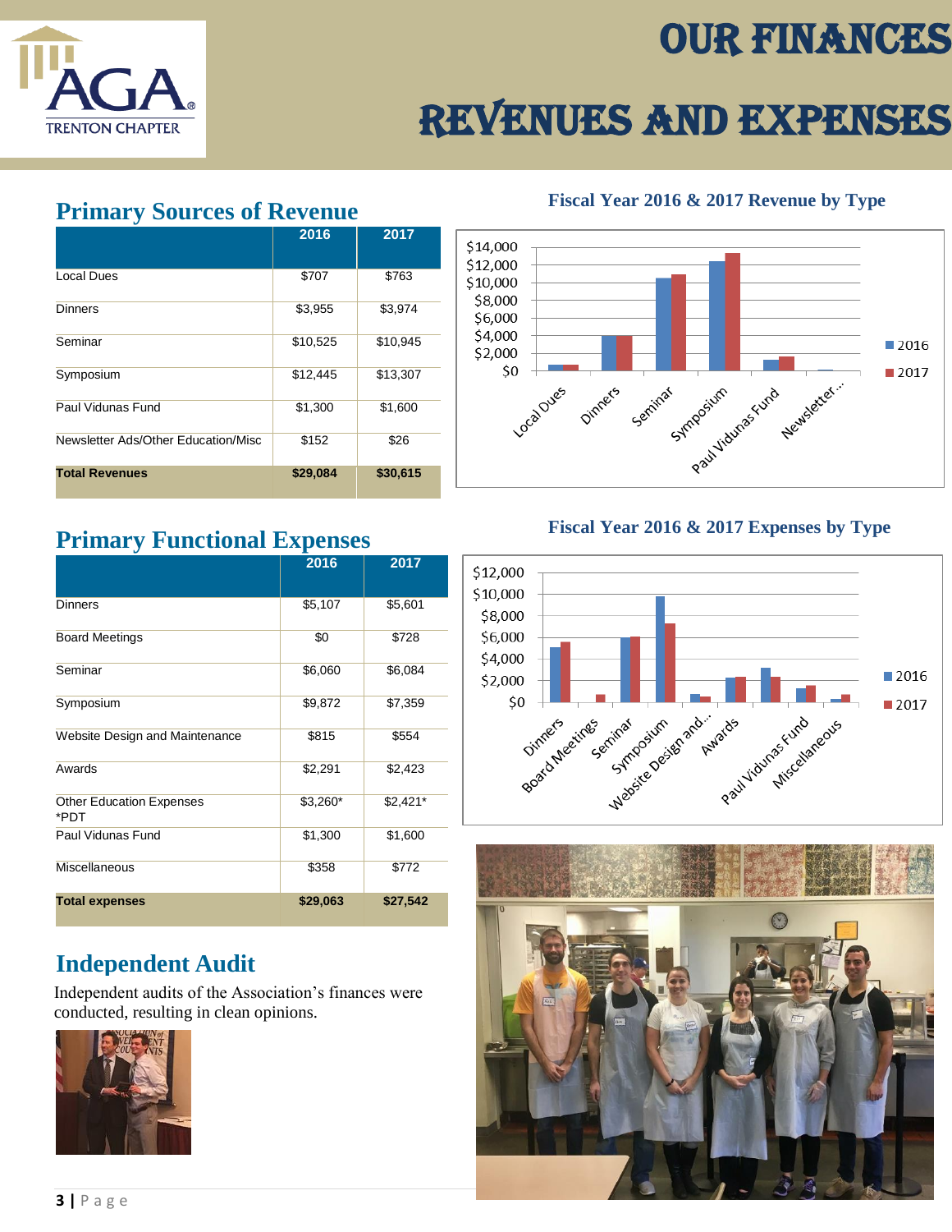# OUR FINANCES

# REVENUES AND EXPENSES

## Primary Sources of Revenue

| | 2016 | 2017 |
|---|---|---|
| Local Dues | $707 | $763 |
| Dinners | $3,955 | $3,974 |
| Seminar | $10,525 | $10,945 |
| Symposium | $12,445 | $13,307 |
| Paul Vidunas Fund | $1,300 | $1,600 |
| Newsletter Ads/Other Education/Misc | $152 | $26 |
| **Total Revenues** | **$29,084** | **$30,615** |

### Fiscal Year 2016 & 2017 Revenue by Type

## Primary Functional Expenses

| | 2016 | 2017 |
|---|---|---|
| Dinners | $5,107 | $5,601 |
| Board Meetings | $0 | $728 |
| Seminar | $6,060 | $6,084 |
| Symposium | $9,872 | $7,359 |
| Website Design and Maintenance | $815 | $554 |
| Awards | $2,291 | $2,423 |
| Other Education Expenses *PDT | $3,260* | $2,421* |
| Paul Vidunas Fund | $1,300 | $1,600 |
| Miscellaneous | $358 | $772 |
| **Total expenses** | **$29,063** | **$27,542** |

### Fiscal Year 2016 & 2017 Expenses by Type

## Independent Audit

Independent audits of the Association's finances were conducted, resulting in clean opinions.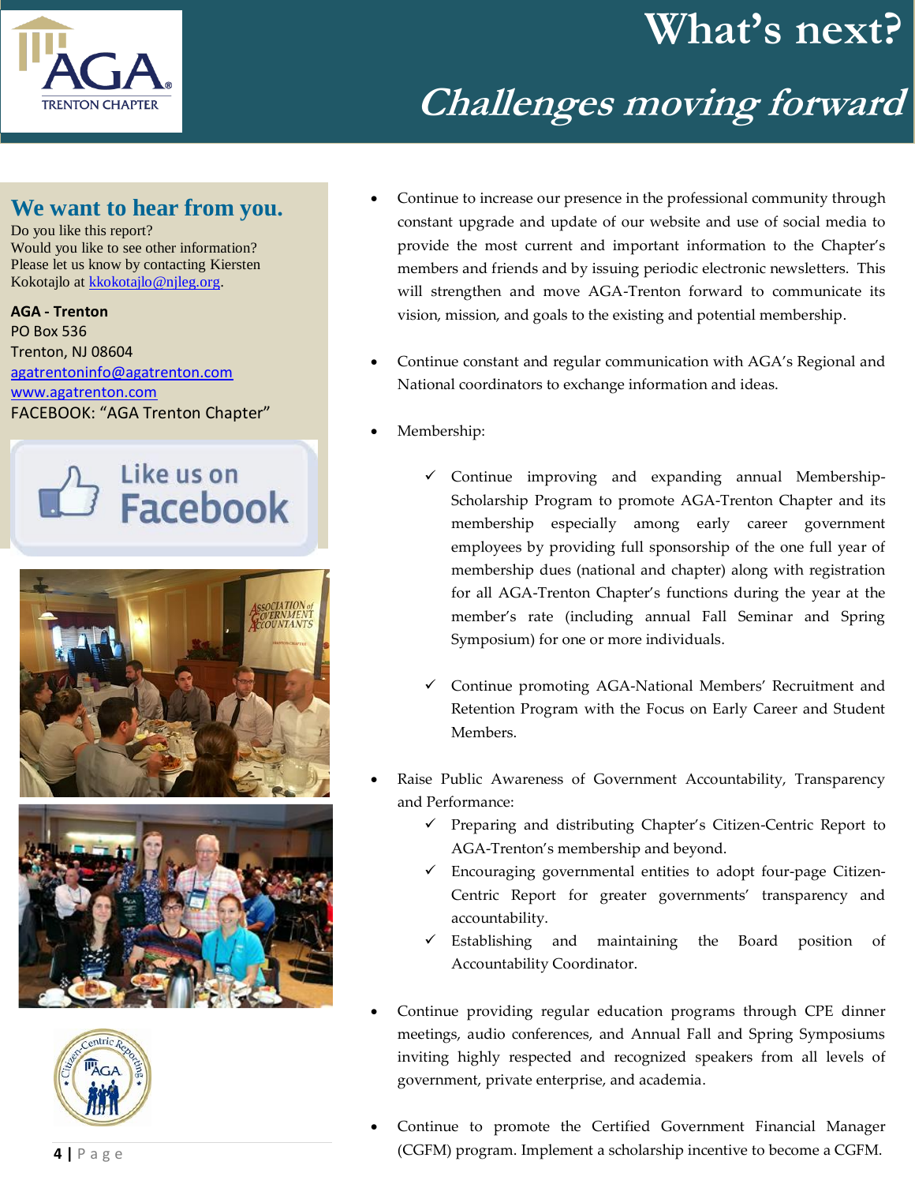# What's next?

## *Challenges moving forward*

## We want to hear from you.

Do you like this report?
Would you like to see other information?
Please let us know by contacting Kiersten Kokotajlo at kkokotajlo@njleg.org.

**AGA - Trenton**
PO Box 536
Trenton, NJ 08604
agatrentoninfo@agatrenton.com
www.agatrenton.com
FACEBOOK: "AGA Trenton Chapter"

- Continue to increase our presence in the professional community through constant upgrade and update of our website and use of social media to provide the most current and important information to the Chapter's members and friends and by issuing periodic electronic newsletters. This will strengthen and move AGA-Trenton forward to communicate its vision, mission, and goals to the existing and potential membership.

- Continue constant and regular communication with AGA's Regional and National coordinators to exchange information and ideas.

- Membership:
  - ✓ Continue improving and expanding annual Membership-Scholarship Program to promote AGA-Trenton Chapter and its membership especially among early career government employees by providing full sponsorship of the one full year of membership dues (national and chapter) along with registration for all AGA-Trenton Chapter's functions during the year at the member's rate (including annual Fall Seminar and Spring Symposium) for one or more individuals.
  - ✓ Continue promoting AGA-National Members' Recruitment and Retention Program with the Focus on Early Career and Student Members.

- Raise Public Awareness of Government Accountability, Transparency and Performance:
  - ✓ Preparing and distributing Chapter's Citizen-Centric Report to AGA-Trenton's membership and beyond.
  - ✓ Encouraging governmental entities to adopt four-page Citizen-Centric Report for greater governments' transparency and accountability.
  - ✓ Establishing and maintaining the Board position of Accountability Coordinator.

- Continue providing regular education programs through CPE dinner meetings, audio conferences, and Annual Fall and Spring Symposiums inviting highly respected and recognized speakers from all levels of government, private enterprise, and academia.

- Continue to promote the Certified Government Financial Manager (CGFM) program. Implement a scholarship incentive to become a CGFM.